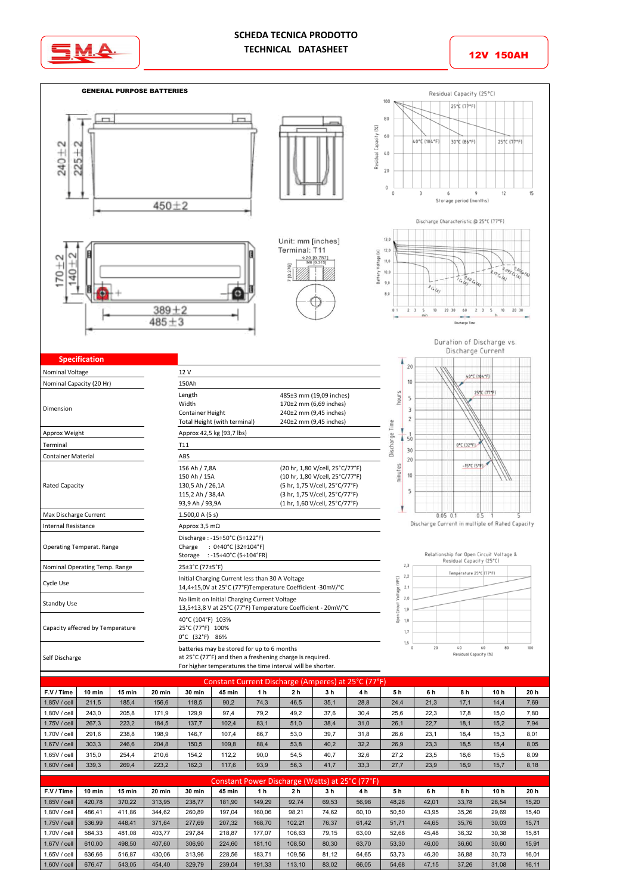# SCHEDA TECNICA PRODOTTO
# TECHNICAL DATASHEET

**12V 150AH**

**GENERAL PURPOSE BATTERIES**

Unit: mm [inches]
Terminal: T11

## Specification

| | |
|---|---|
| Nominal Voltage | 12 V |
| Nominal Capacity (20 Hr) | 150Ah |
| Dimension | Length 485±3 mm (19,09 inches)<br>Width 170±2 mm (6,69 inches)<br>Container Height 240±2 mm (9,45 inches)<br>Total Height (with terminal) 240±2 mm (9,45 inches) |
| Approx Weight | Approx 42,5 kg (93,7 lbs) |
| Terminal | T11 |
| Container Material | ABS |
| Rated Capacity | 156 Ah / 7,8A (20 hr, 1,80 V/cell, 25°C/77°F)<br>150 Ah / 15A (10 hr, 1,80 V/cell, 25°C/77°F)<br>130,5 Ah / 26,1A (5 hr, 1,75 V/cell, 25°C/77°F)<br>115,2 Ah / 38,4A (3 hr, 1,75 V/cell, 25°C/77°F)<br>93,9 Ah / 93,9A (1 hr, 1,60 V/cell, 25°C/77°F) |
| Max Discharge Current | 1.500,0 A (5 s) |
| Internal Resistance | Approx 3,5 mΩ |
| Operating Temperat. Range | Discharge : -15÷50°C (5÷122°F)<br>Charge : 0÷40°C (32÷104°F)<br>Storage : -15÷40°C (5÷104°FR) |
| Nominal Operating Temp. Range | 25±3°C (77±5°F) |
| Cycle Use | Initial Charging Current less than 30 A Voltage<br>14,4÷15,0V at 25°C (77°F)Temperature Coefficient -30mV/°C |
| Standby Use | No limit on Initial Charging Current Voltage<br>13,5÷13,8 V at 25°C (77°F) Temperature Coefficient - 20mV/°C |
| Capacity affecred by Temperature | 40°C (104°F) 103%<br>25°C (77°F) 100%<br>0°C (32°F) 86% |
| Self Discharge | batteries may be stored for up to 6 months<br>at 25°C (77°F) and then a freshening charge is required.<br>For higher temperatures the time interval will be shorter. |

Residual Capacity (25°C)

Discharge Characteristic @ 25°C (77°F)

Duration of Discharge vs. Discharge Current

Relationship for Open Circuit Voltage & Residual Capacity (25°C)

## Constant Current Discharge (Amperes) at 25°C (77°F)

| F.V / Time | 10 min | 15 min | 20 min | 30 min | 45 min | 1 h | 2 h | 3 h | 4 h | 5 h | 6 h | 8 h | 10 h | 20 h |
|---|---|---|---|---|---|---|---|---|---|---|---|---|---|---|
| 1,85V / cell | 211,5 | 185,4 | 156,6 | 118,5 | 90,2 | 74,3 | 46,5 | 35,1 | 28,8 | 24,4 | 21,3 | 17,1 | 14,4 | 7,69 |
| 1,80V / cell | 243,0 | 205,8 | 171,9 | 129,9 | 97,4 | 79,2 | 49,2 | 37,6 | 30,4 | 25,6 | 22,3 | 17,8 | 15,0 | 7,80 |
| 1,75V / cell | 267,3 | 223,2 | 184,5 | 137,7 | 102,4 | 83,1 | 51,0 | 38,4 | 31,0 | 26,1 | 22,7 | 18,1 | 15,2 | 7,94 |
| 1,70V / cell | 291,6 | 238,8 | 198,9 | 146,7 | 107,4 | 86,7 | 53,0 | 39,7 | 31,8 | 26,6 | 23,1 | 18,4 | 15,3 | 8,01 |
| 1,67V / cell | 303,3 | 246,6 | 204,8 | 150,5 | 109,8 | 88,4 | 53,8 | 40,2 | 32,2 | 26,9 | 23,3 | 18,5 | 15,4 | 8,05 |
| 1,65V / cell | 315,0 | 254,4 | 210,6 | 154,2 | 112,2 | 90,0 | 54,5 | 40,7 | 32,6 | 27,2 | 23,5 | 18,6 | 15,5 | 8,09 |
| 1,60V / cell | 339,3 | 269,4 | 223,2 | 162,3 | 117,6 | 93,9 | 56,3 | 41,7 | 33,3 | 27,7 | 23,9 | 18,9 | 15,7 | 8,18 |

## Constant Power Discharge (Watts) at 25°C (77°F)

| F.V / Time | 10 min | 15 min | 20 min | 30 min | 45 min | 1 h | 2 h | 3 h | 4 h | 5 h | 6 h | 8 h | 10 h | 20 h |
|---|---|---|---|---|---|---|---|---|---|---|---|---|---|---|
| 1,85V / cell | 420,78 | 370,22 | 313,95 | 238,77 | 181,90 | 149,29 | 92,74 | 69,53 | 56,98 | 48,28 | 42,01 | 33,78 | 28,54 | 15,20 |
| 1,80V / cell | 486,41 | 411,86 | 344,62 | 260,89 | 197,04 | 160,06 | 98,21 | 74,62 | 60,10 | 50,50 | 43,95 | 35,26 | 29,69 | 15,40 |
| 1,75V / cell | 536,99 | 448,41 | 371,64 | 277,69 | 207,32 | 168,70 | 102,21 | 76,37 | 61,42 | 51,71 | 44,65 | 35,76 | 30,03 | 15,71 |
| 1,70V / cell | 584,33 | 481,08 | 403,77 | 297,84 | 218,87 | 177,07 | 106,63 | 79,15 | 63,00 | 52,68 | 45,48 | 36,32 | 30,38 | 15,81 |
| 1,67V / cell | 610,00 | 498,50 | 407,60 | 306,90 | 224,60 | 181,10 | 108,50 | 80,30 | 63,70 | 53,30 | 46,00 | 36,60 | 30,60 | 15,91 |
| 1,65V / cell | 636,66 | 516,87 | 430,06 | 313,96 | 228,56 | 183,71 | 109,56 | 81,12 | 64,65 | 53,73 | 46,30 | 36,88 | 30,73 | 16,01 |
| 1,60V / cell | 676,47 | 543,05 | 454,40 | 329,79 | 239,04 | 191,33 | 113,10 | 83,02 | 66,05 | 54,68 | 47,15 | 37,26 | 31,08 | 16,11 |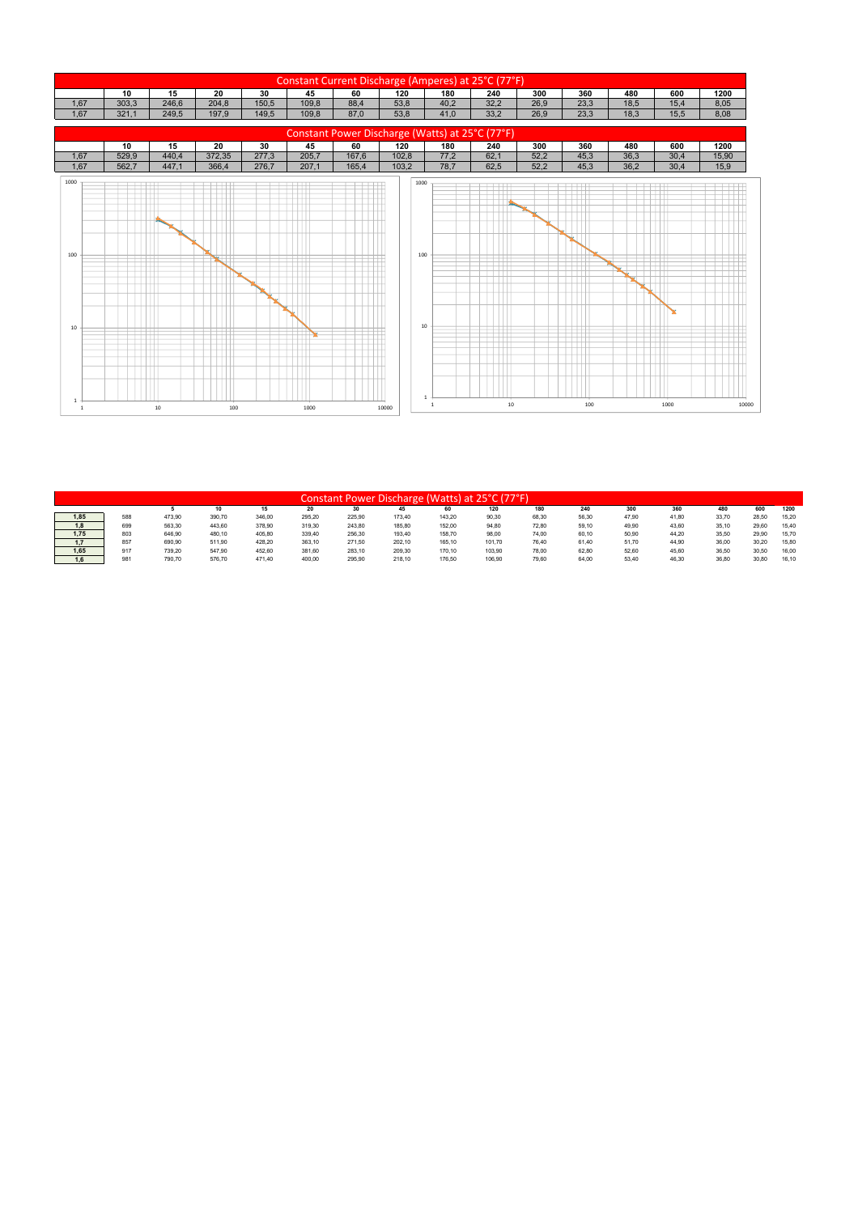| Constant Current Discharge (Amperes) at 25°C (77°F) | | | | | | | | | | | | | |
|---|---|---|---|---|---|---|---|---|---|---|---|---|---|
| | 10 | 15 | 20 | 30 | 45 | 60 | 120 | 180 | 240 | 300 | 360 | 480 | 600 | 1200 |
| 1,67 | 303,3 | 246,6 | 204,8 | 150,5 | 109,8 | 88,4 | 53,8 | 40,2 | 32,2 | 26,9 | 23,3 | 18,5 | 15,4 | 8,05 |
| 1,67 | 321,1 | 249,5 | 197,9 | 149,5 | 109,8 | 87,0 | 53,8 | 41,0 | 33,2 | 26,9 | 23,3 | 18,3 | 15,5 | 8,08 |

| Constant Power Discharge (Watts) at 25°C (77°F) | | | | | | | | | | | | | |
|---|---|---|---|---|---|---|---|---|---|---|---|---|---|
| | 10 | 15 | 20 | 30 | 45 | 60 | 120 | 180 | 240 | 300 | 360 | 480 | 600 | 1200 |
| 1,67 | 529,9 | 440,4 | 372,35 | 277,3 | 205,7 | 167,6 | 102,8 | 77,2 | 62,1 | 52,2 | 45,3 | 36,3 | 30,4 | 15,90 |
| 1,67 | 562,7 | 447,1 | 366,4 | 276,7 | 207,1 | 165,4 | 103,2 | 78,7 | 62,5 | 52,2 | 45,3 | 36,2 | 30,4 | 15,9 |

1000
100
10
1
1
10
100
1000
10000

1000
100
10
1
1
10
100
1000
10000

| Constant Power Discharge (Watts) at 25°C (77°F) | | | | | | | | | | | | | | | | |
|---|---|---|---|---|---|---|---|---|---|---|---|---|---|---|---|---|
| | | 5 | 10 | 15 | 20 | 30 | 45 | 60 | 120 | 180 | 240 | 300 | 360 | 480 | 600 | 1200 |
| 1,85 | 588 | 473,90 | 390,70 | 346,00 | 295,20 | 225,90 | 173,40 | 143,20 | 90,30 | 68,30 | 56,30 | 47,90 | 41,80 | 33,70 | 28,50 | 15,20 |
| 1,8 | 699 | 563,30 | 443,60 | 378,90 | 319,30 | 243,80 | 185,80 | 152,00 | 94,80 | 72,80 | 59,10 | 49,90 | 43,60 | 35,10 | 29,60 | 15,40 |
| 1,75 | 803 | 646,90 | 480,10 | 405,80 | 339,40 | 256,30 | 193,40 | 158,70 | 98,00 | 74,00 | 60,10 | 50,90 | 44,20 | 35,50 | 29,90 | 15,70 |
| 1,7 | 857 | 690,90 | 511,90 | 428,20 | 363,10 | 271,50 | 202,10 | 165,10 | 101,70 | 76,40 | 61,40 | 51,70 | 44,90 | 36,00 | 30,20 | 15,80 |
| 1,65 | 917 | 739,20 | 547,90 | 452,60 | 381,60 | 283,10 | 209,30 | 170,10 | 103,90 | 78,00 | 62,80 | 52,60 | 45,60 | 36,50 | 30,50 | 16,00 |
| 1,6 | 981 | 790,70 | 576,70 | 471,40 | 400,00 | 295,90 | 218,10 | 176,50 | 106,90 | 79,60 | 64,00 | 53,40 | 46,30 | 36,80 | 30,80 | 16,10 |